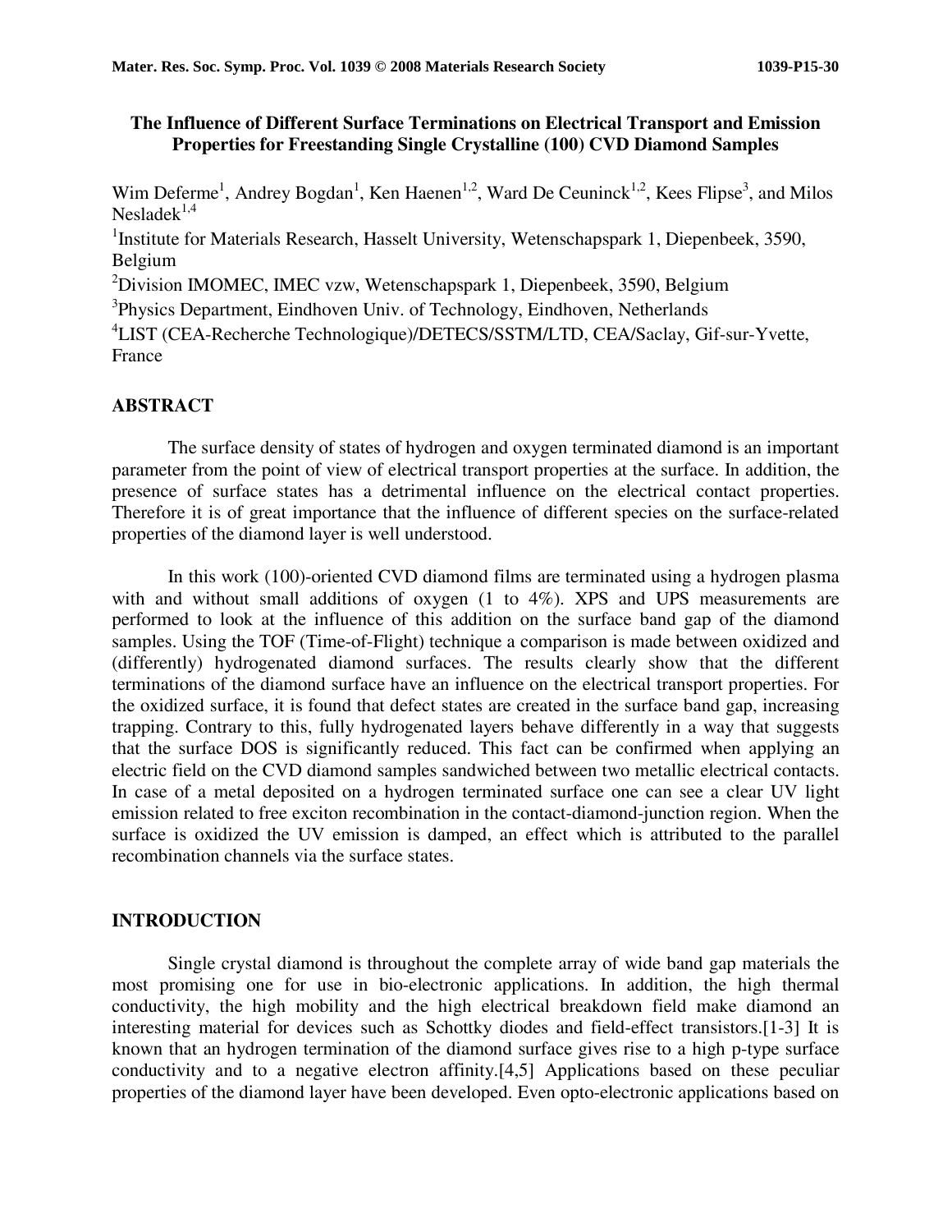# The Influence of Different Surface Terminations on Electrical Transport and Emission Properties for Freestanding Single Crystalline (100) CVD Diamond Samples

Wim Deferme[1], Andrey Bogdan[1], Ken Haenen[1,2], Ward De Ceuninck[1,2], Kees Flipse[3], and Milos Nesladek[1,4]

[1]Institute for Materials Research, Hasselt University, Wetenschapspark 1, Diepenbeek, 3590, Belgium

[2]Division IMOMEC, IMEC vzw, Wetenschapspark 1, Diepenbeek, 3590, Belgium

[3]Physics Department, Eindhoven Univ. of Technology, Eindhoven, Netherlands

[4]LIST (CEA-Recherche Technologique)/DETECS/SSTM/LTD, CEA/Saclay, Gif-sur-Yvette, France

## ABSTRACT

The surface density of states of hydrogen and oxygen terminated diamond is an important parameter from the point of view of electrical transport properties at the surface. In addition, the presence of surface states has a detrimental influence on the electrical contact properties. Therefore it is of great importance that the influence of different species on the surface-related properties of the diamond layer is well understood.

In this work (100)-oriented CVD diamond films are terminated using a hydrogen plasma with and without small additions of oxygen (1 to 4%). XPS and UPS measurements are performed to look at the influence of this addition on the surface band gap of the diamond samples. Using the TOF (Time-of-Flight) technique a comparison is made between oxidized and (differently) hydrogenated diamond surfaces. The results clearly show that the different terminations of the diamond surface have an influence on the electrical transport properties. For the oxidized surface, it is found that defect states are created in the surface band gap, increasing trapping. Contrary to this, fully hydrogenated layers behave differently in a way that suggests that the surface DOS is significantly reduced. This fact can be confirmed when applying an electric field on the CVD diamond samples sandwiched between two metallic electrical contacts. In case of a metal deposited on a hydrogen terminated surface one can see a clear UV light emission related to free exciton recombination in the contact-diamond-junction region. When the surface is oxidized the UV emission is damped, an effect which is attributed to the parallel recombination channels via the surface states.

## INTRODUCTION

Single crystal diamond is throughout the complete array of wide band gap materials the most promising one for use in bio-electronic applications. In addition, the high thermal conductivity, the high mobility and the high electrical breakdown field make diamond an interesting material for devices such as Schottky diodes and field-effect transistors.[1-3] It is known that an hydrogen termination of the diamond surface gives rise to a high p-type surface conductivity and to a negative electron affinity.[4,5] Applications based on these peculiar properties of the diamond layer have been developed. Even opto-electronic applications based on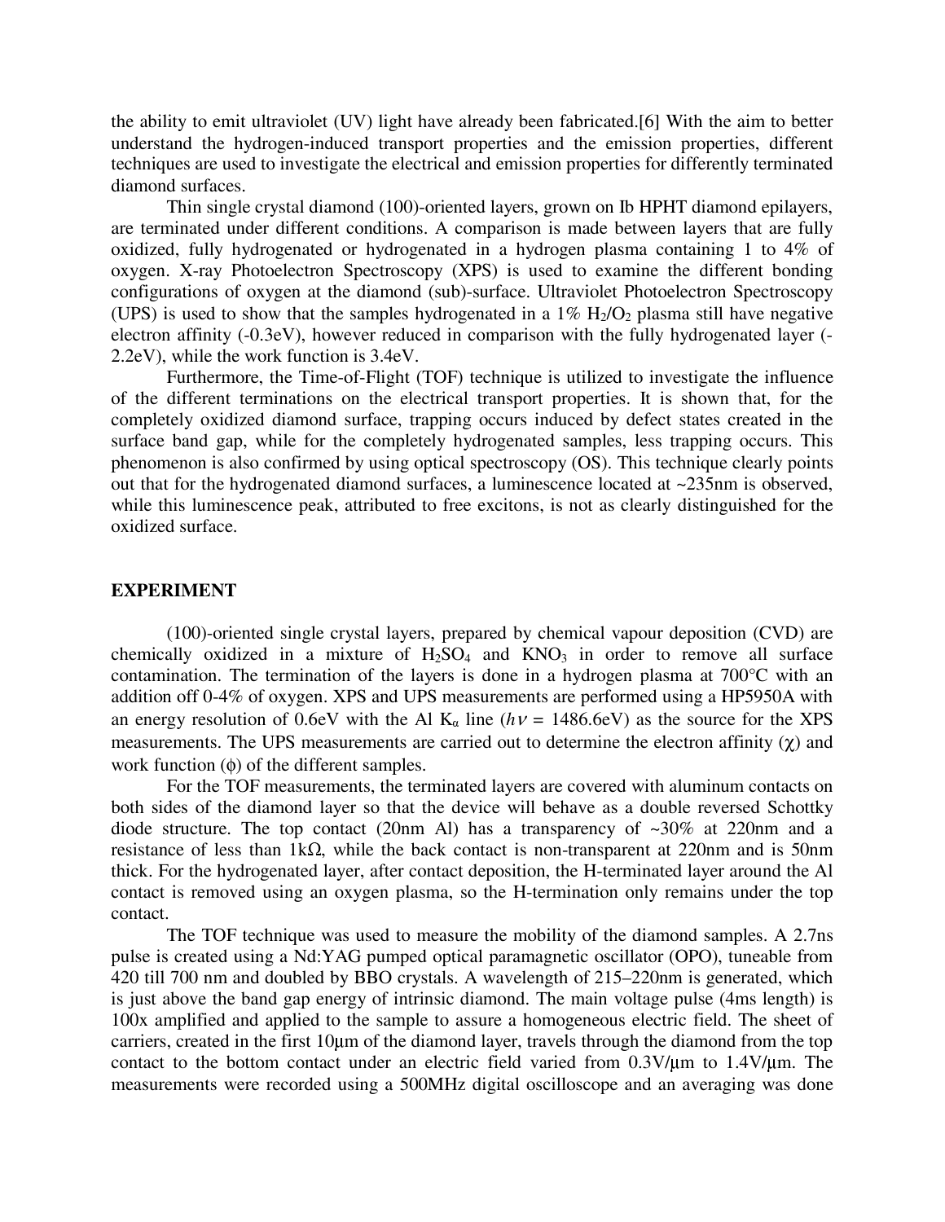the ability to emit ultraviolet (UV) light have already been fabricated.[6] With the aim to better understand the hydrogen-induced transport properties and the emission properties, different techniques are used to investigate the electrical and emission properties for differently terminated diamond surfaces.

Thin single crystal diamond (100)-oriented layers, grown on Ib HPHT diamond epilayers, are terminated under different conditions. A comparison is made between layers that are fully oxidized, fully hydrogenated or hydrogenated in a hydrogen plasma containing 1 to 4% of oxygen. X-ray Photoelectron Spectroscopy (XPS) is used to examine the different bonding configurations of oxygen at the diamond (sub)-surface. Ultraviolet Photoelectron Spectroscopy (UPS) is used to show that the samples hydrogenated in a 1% $H_2/O_2$ plasma still have negative electron affinity (-0.3eV), however reduced in comparison with the fully hydrogenated layer (-2.2eV), while the work function is 3.4eV.

Furthermore, the Time-of-Flight (TOF) technique is utilized to investigate the influence of the different terminations on the electrical transport properties. It is shown that, for the completely oxidized diamond surface, trapping occurs induced by defect states created in the surface band gap, while for the completely hydrogenated samples, less trapping occurs. This phenomenon is also confirmed by using optical spectroscopy (OS). This technique clearly points out that for the hydrogenated diamond surfaces, a luminescence located at ~235nm is observed, while this luminescence peak, attributed to free excitons, is not as clearly distinguished for the oxidized surface.

## EXPERIMENT

(100)-oriented single crystal layers, prepared by chemical vapour deposition (CVD) are chemically oxidized in a mixture of $H_2SO_4$ and $KNO_3$ in order to remove all surface contamination. The termination of the layers is done in a hydrogen plasma at 700°C with an addition off 0-4% of oxygen. XPS and UPS measurements are performed using a HP5950A with an energy resolution of 0.6eV with the Al $K_\alpha$ line ($h\nu$ = 1486.6eV) as the source for the XPS measurements. The UPS measurements are carried out to determine the electron affinity ($\chi$) and work function ($\phi$) of the different samples.

For the TOF measurements, the terminated layers are covered with aluminum contacts on both sides of the diamond layer so that the device will behave as a double reversed Schottky diode structure. The top contact (20nm Al) has a transparency of ~30% at 220nm and a resistance of less than 1kΩ, while the back contact is non-transparent at 220nm and is 50nm thick. For the hydrogenated layer, after contact deposition, the H-terminated layer around the Al contact is removed using an oxygen plasma, so the H-termination only remains under the top contact.

The TOF technique was used to measure the mobility of the diamond samples. A 2.7ns pulse is created using a Nd:YAG pumped optical paramagnetic oscillator (OPO), tuneable from 420 till 700 nm and doubled by BBO crystals. A wavelength of 215–220nm is generated, which is just above the band gap energy of intrinsic diamond. The main voltage pulse (4ms length) is 100x amplified and applied to the sample to assure a homogeneous electric field. The sheet of carriers, created in the first 10μm of the diamond layer, travels through the diamond from the top contact to the bottom contact under an electric field varied from 0.3V/μm to 1.4V/μm. The measurements were recorded using a 500MHz digital oscilloscope and an averaging was done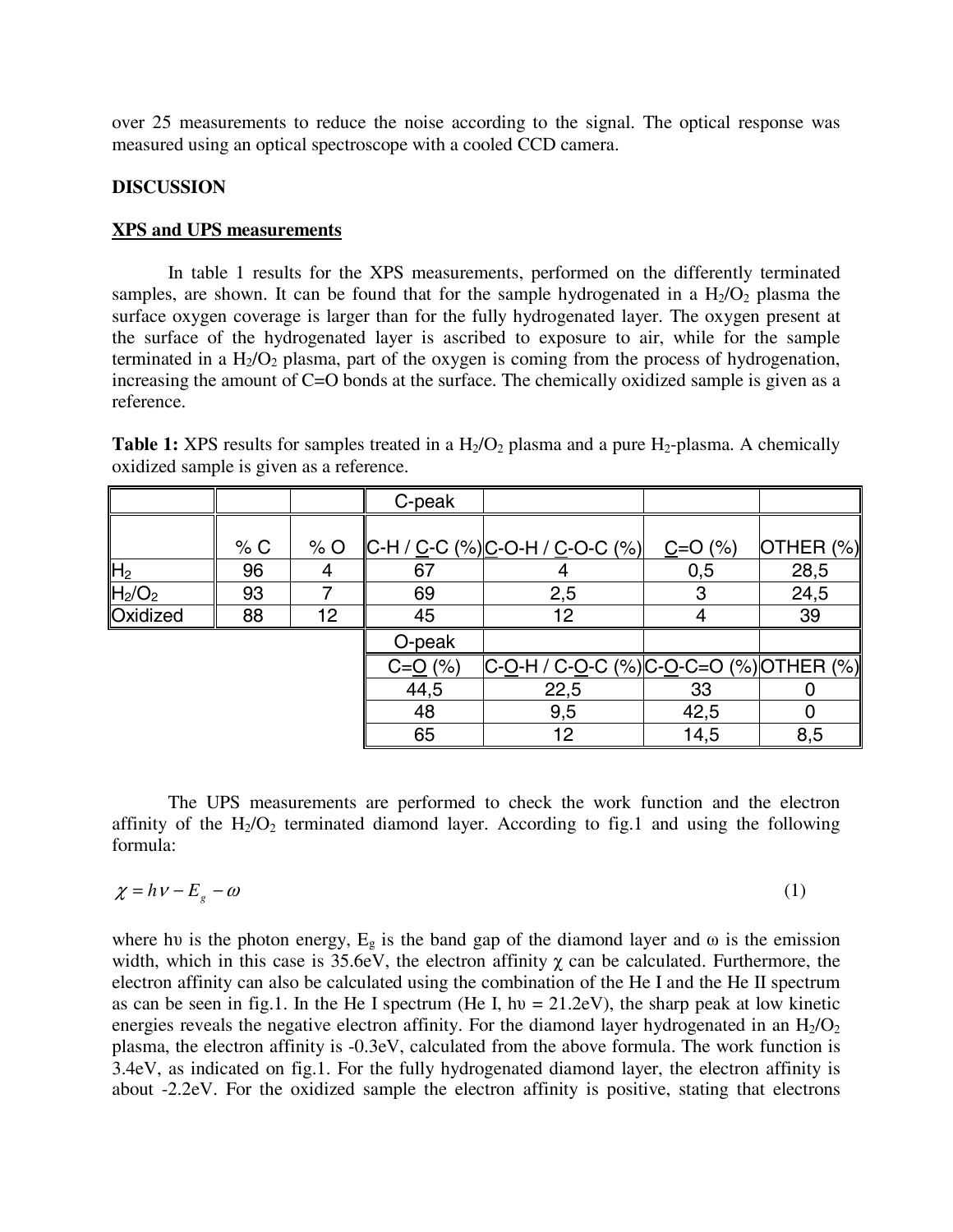over 25 measurements to reduce the noise according to the signal. The optical response was measured using an optical spectroscope with a cooled CCD camera.

**DISCUSSION**

**XPS and UPS measurements**

In table 1 results for the XPS measurements, performed on the differently terminated samples, are shown. It can be found that for the sample hydrogenated in a $H_2/O_2$ plasma the surface oxygen coverage is larger than for the fully hydrogenated layer. The oxygen present at the surface of the hydrogenated layer is ascribed to exposure to air, while for the sample terminated in a $H_2/O_2$ plasma, part of the oxygen is coming from the process of hydrogenation, increasing the amount of C=O bonds at the surface. The chemically oxidized sample is given as a reference.

**Table 1:** XPS results for samples treated in a $H_2/O_2$ plasma and a pure $H_2$-plasma. A chemically oxidized sample is given as a reference.

| | | | C-peak | | | |
|---|---|---|---|---|---|---|
| | % C | % O | C-H / C-C (%) | C-O-H / C-O-C (%) | C=O (%) | OTHER (%) |
| $H_2$ | 96 | 4 | 67 | 4 | 0,5 | 28,5 |
| $H_2/O_2$ | 93 | 7 | 69 | 2,5 | 3 | 24,5 |
| Oxidized | 88 | 12 | 45 | 12 | 4 | 39 |
| | | | O-peak | | | |
| | | | C=O (%) | C-O-H / C-O-C (%) | C-O-C=O (%) | OTHER (%) |
| | | | 44,5 | 22,5 | 33 | 0 |
| | | | 48 | 9,5 | 42,5 | 0 |
| | | | 65 | 12 | 14,5 | 8,5 |

The UPS measurements are performed to check the work function and the electron affinity of the $H_2/O_2$ terminated diamond layer. According to fig.1 and using the following formula:

$$\chi = h\nu - E_g - \omega \tag{1}$$

where $h\upsilon$ is the photon energy, $E_g$ is the band gap of the diamond layer and $\omega$ is the emission width, which in this case is 35.6eV, the electron affinity $\chi$ can be calculated. Furthermore, the electron affinity can also be calculated using the combination of the He I and the He II spectrum as can be seen in fig.1. In the He I spectrum (He I, $h\upsilon$ = 21.2eV), the sharp peak at low kinetic energies reveals the negative electron affinity. For the diamond layer hydrogenated in an $H_2/O_2$ plasma, the electron affinity is -0.3eV, calculated from the above formula. The work function is 3.4eV, as indicated on fig.1. For the fully hydrogenated diamond layer, the electron affinity is about -2.2eV. For the oxidized sample the electron affinity is positive, stating that electrons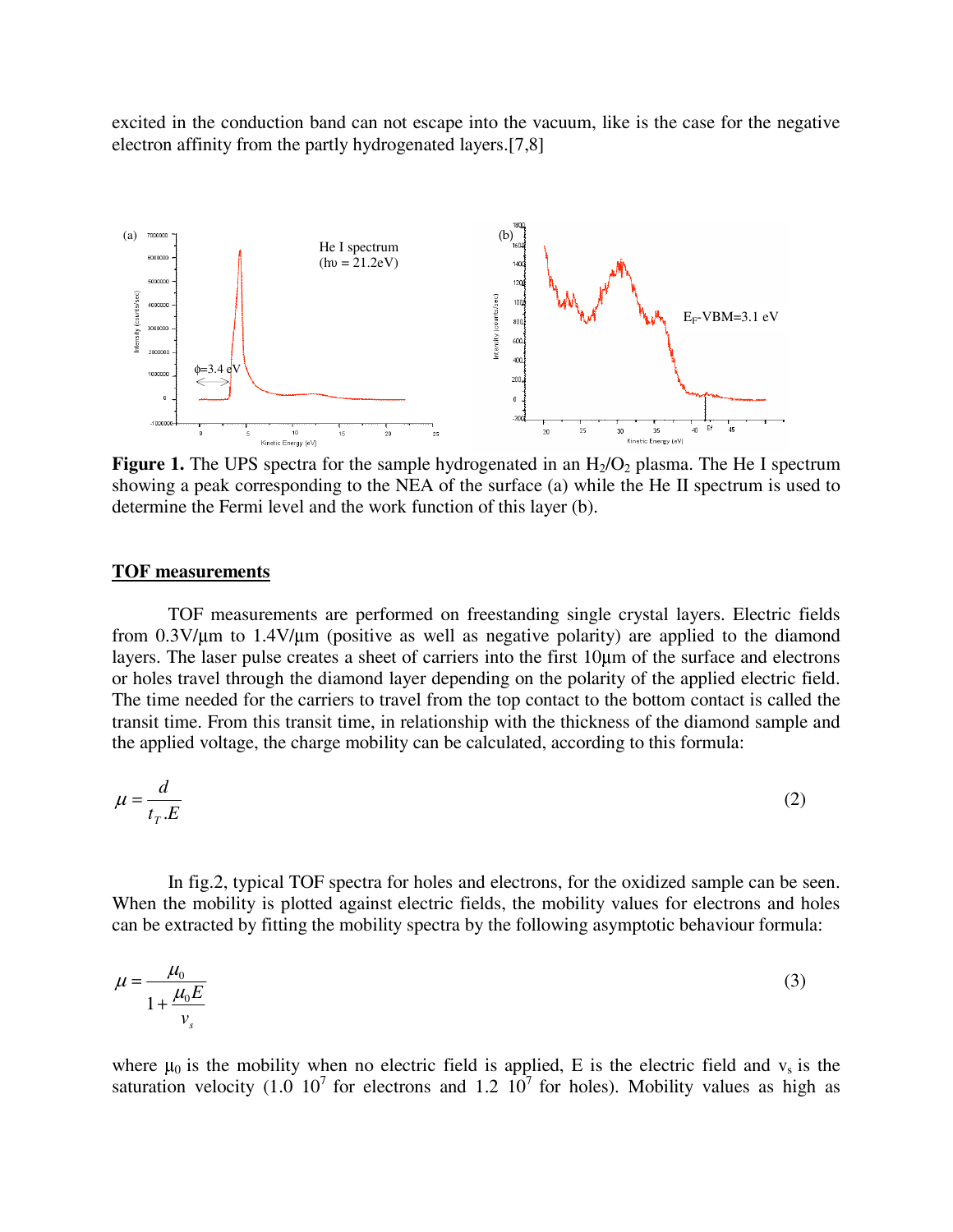excited in the conduction band can not escape into the vacuum, like is the case for the negative electron affinity from the partly hydrogenated layers.[7,8]

**Figure 1.** The UPS spectra for the sample hydrogenated in an $H_2/O_2$ plasma. The He I spectrum showing a peak corresponding to the NEA of the surface (a) while the He II spectrum is used to determine the Fermi level and the work function of this layer (b).

## TOF measurements

TOF measurements are performed on freestanding single crystal layers. Electric fields from 0.3V/μm to 1.4V/μm (positive as well as negative polarity) are applied to the diamond layers. The laser pulse creates a sheet of carriers into the first 10μm of the surface and electrons or holes travel through the diamond layer depending on the polarity of the applied electric field. The time needed for the carriers to travel from the top contact to the bottom contact is called the transit time. From this transit time, in relationship with the thickness of the diamond sample and the applied voltage, the charge mobility can be calculated, according to this formula:

$$\mu = \frac{d}{t_T.E} \tag{2}$$

In fig.2, typical TOF spectra for holes and electrons, for the oxidized sample can be seen. When the mobility is plotted against electric fields, the mobility values for electrons and holes can be extracted by fitting the mobility spectra by the following asymptotic behaviour formula:

$$\mu = \frac{\mu_0}{1+\dfrac{\mu_0 E}{v_s}} \tag{3}$$

where $\mu_0$ is the mobility when no electric field is applied, E is the electric field and $v_s$ is the saturation velocity ($1.0\ 10^7$ for electrons and $1.2\ 10^7$ for holes). Mobility values as high as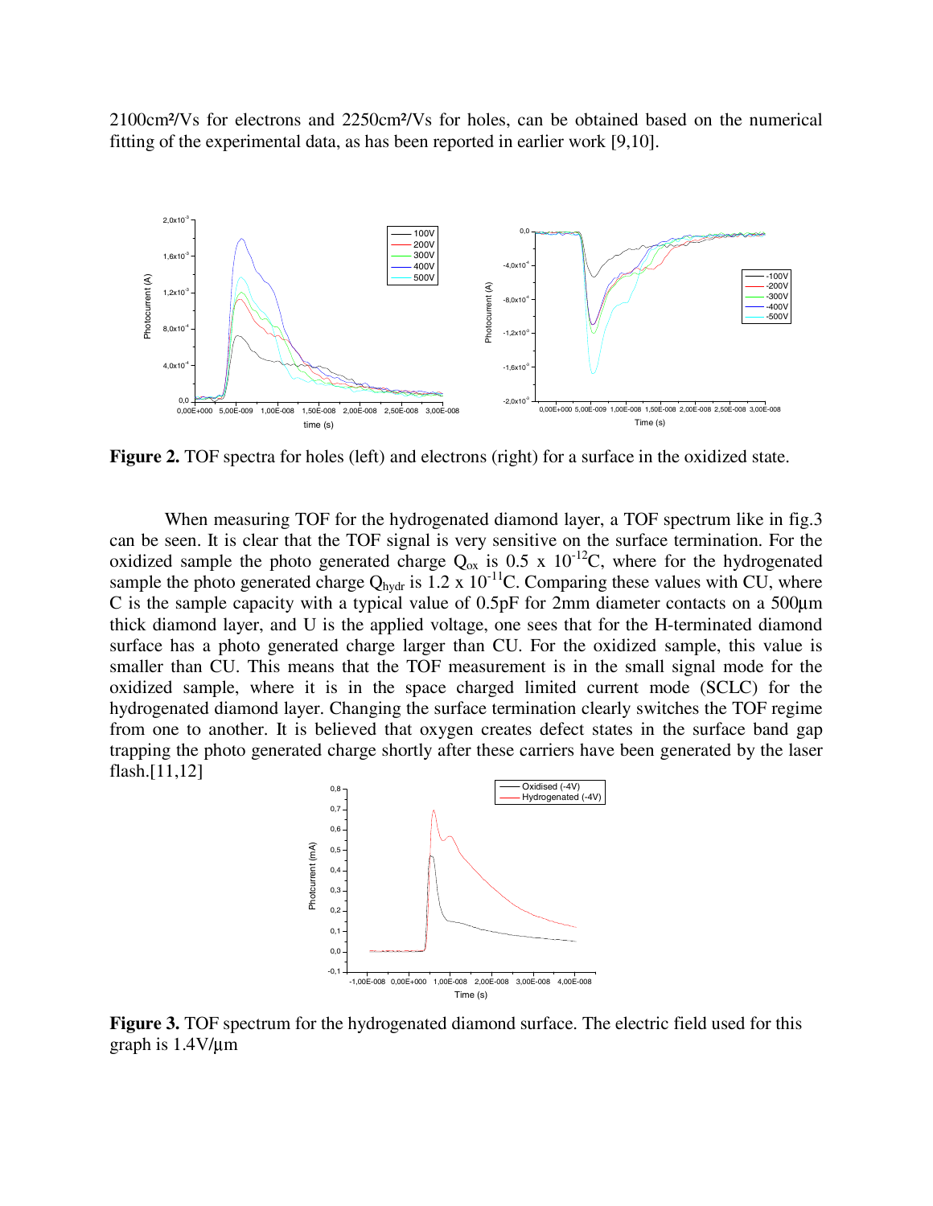2100cm²/Vs for electrons and 2250cm²/Vs for holes, can be obtained based on the numerical fitting of the experimental data, as has been reported in earlier work [9,10].

**Figure 2.** TOF spectra for holes (left) and electrons (right) for a surface in the oxidized state.

When measuring TOF for the hydrogenated diamond layer, a TOF spectrum like in fig.3 can be seen. It is clear that the TOF signal is very sensitive on the surface termination. For the oxidized sample the photo generated charge $Q_{ox}$ is 0.5 x $10^{-12}$C, where for the hydrogenated sample the photo generated charge $Q_{hydr}$ is 1.2 x $10^{-11}$C. Comparing these values with CU, where C is the sample capacity with a typical value of 0.5pF for 2mm diameter contacts on a 500µm thick diamond layer, and U is the applied voltage, one sees that for the H-terminated diamond surface has a photo generated charge larger than CU. For the oxidized sample, this value is smaller than CU. This means that the TOF measurement is in the small signal mode for the oxidized sample, where it is in the space charged limited current mode (SCLC) for the hydrogenated diamond layer. Changing the surface termination clearly switches the TOF regime from one to another. It is believed that oxygen creates defect states in the surface band gap trapping the photo generated charge shortly after these carriers have been generated by the laser flash.[11,12]

**Figure 3.** TOF spectrum for the hydrogenated diamond surface. The electric field used for this graph is 1.4V/µm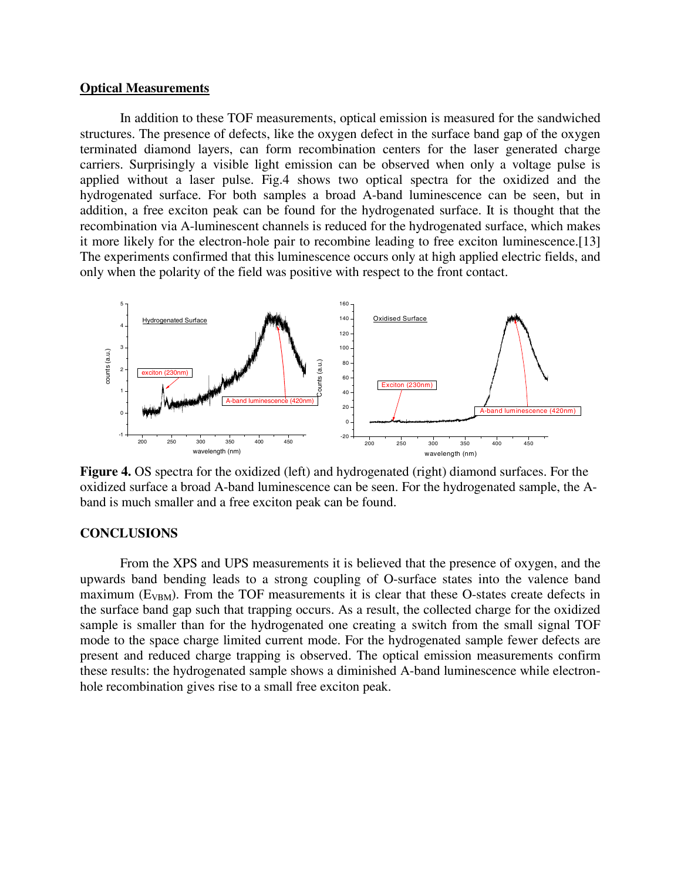## Optical Measurements

In addition to these TOF measurements, optical emission is measured for the sandwiched structures. The presence of defects, like the oxygen defect in the surface band gap of the oxygen terminated diamond layers, can form recombination centers for the laser generated charge carriers. Surprisingly a visible light emission can be observed when only a voltage pulse is applied without a laser pulse. Fig.4 shows two optical spectra for the oxidized and the hydrogenated surface. For both samples a broad A-band luminescence can be seen, but in addition, a free exciton peak can be found for the hydrogenated surface. It is thought that the recombination via A-luminescent channels is reduced for the hydrogenated surface, which makes it more likely for the electron-hole pair to recombine leading to free exciton luminescence.[13] The experiments confirmed that this luminescence occurs only at high applied electric fields, and only when the polarity of the field was positive with respect to the front contact.

**Figure 4.** OS spectra for the oxidized (left) and hydrogenated (right) diamond surfaces. For the oxidized surface a broad A-band luminescence can be seen. For the hydrogenated sample, the A-band is much smaller and a free exciton peak can be found.

## CONCLUSIONS

From the XPS and UPS measurements it is believed that the presence of oxygen, and the upwards band bending leads to a strong coupling of O-surface states into the valence band maximum ($E_{VBM}$). From the TOF measurements it is clear that these O-states create defects in the surface band gap such that trapping occurs. As a result, the collected charge for the oxidized sample is smaller than for the hydrogenated one creating a switch from the small signal TOF mode to the space charge limited current mode. For the hydrogenated sample fewer defects are present and reduced charge trapping is observed. The optical emission measurements confirm these results: the hydrogenated sample shows a diminished A-band luminescence while electron-hole recombination gives rise to a small free exciton peak.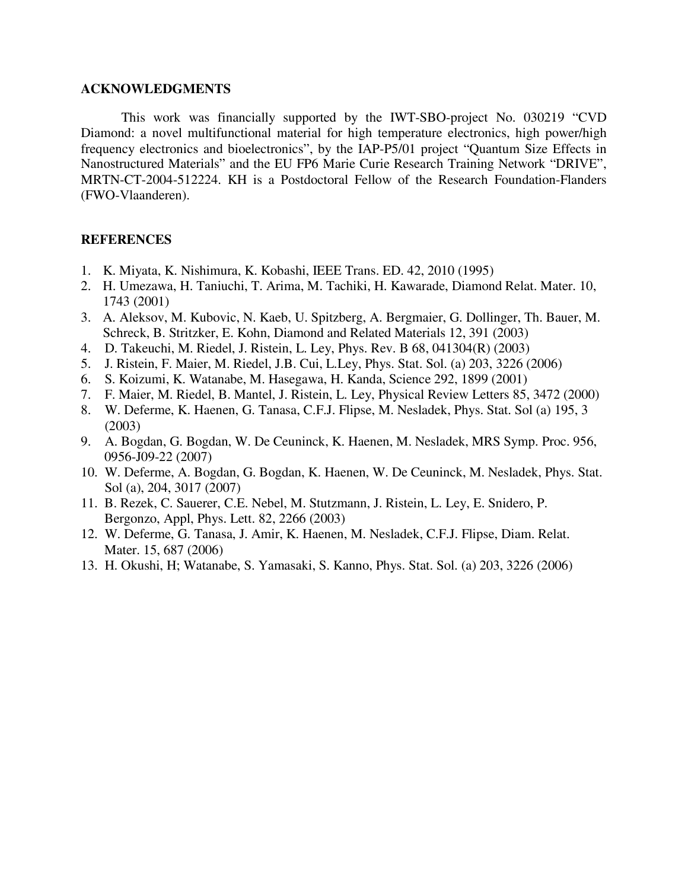## ACKNOWLEDGMENTS

This work was financially supported by the IWT-SBO-project No. 030219 "CVD Diamond: a novel multifunctional material for high temperature electronics, high power/high frequency electronics and bioelectronics", by the IAP-P5/01 project "Quantum Size Effects in Nanostructured Materials" and the EU FP6 Marie Curie Research Training Network "DRIVE", MRTN-CT-2004-512224. KH is a Postdoctoral Fellow of the Research Foundation-Flanders (FWO-Vlaanderen).

## REFERENCES

1. K. Miyata, K. Nishimura, K. Kobashi, IEEE Trans. ED. 42, 2010 (1995)
2. H. Umezawa, H. Taniuchi, T. Arima, M. Tachiki, H. Kawarade, Diamond Relat. Mater. 10, 1743 (2001)
3. A. Aleksov, M. Kubovic, N. Kaeb, U. Spitzberg, A. Bergmaier, G. Dollinger, Th. Bauer, M. Schreck, B. Stritzker, E. Kohn, Diamond and Related Materials 12, 391 (2003)
4. D. Takeuchi, M. Riedel, J. Ristein, L. Ley, Phys. Rev. B 68, 041304(R) (2003)
5. J. Ristein, F. Maier, M. Riedel, J.B. Cui, L.Ley, Phys. Stat. Sol. (a) 203, 3226 (2006)
6. S. Koizumi, K. Watanabe, M. Hasegawa, H. Kanda, Science 292, 1899 (2001)
7. F. Maier, M. Riedel, B. Mantel, J. Ristein, L. Ley, Physical Review Letters 85, 3472 (2000)
8. W. Deferme, K. Haenen, G. Tanasa, C.F.J. Flipse, M. Nesladek, Phys. Stat. Sol (a) 195, 3 (2003)
9. A. Bogdan, G. Bogdan, W. De Ceuninck, K. Haenen, M. Nesladek, MRS Symp. Proc. 956, 0956-J09-22 (2007)
10. W. Deferme, A. Bogdan, G. Bogdan, K. Haenen, W. De Ceuninck, M. Nesladek, Phys. Stat. Sol (a), 204, 3017 (2007)
11. B. Rezek, C. Sauerer, C.E. Nebel, M. Stutzmann, J. Ristein, L. Ley, E. Snidero, P. Bergonzo, Appl, Phys. Lett. 82, 2266 (2003)
12. W. Deferme, G. Tanasa, J. Amir, K. Haenen, M. Nesladek, C.F.J. Flipse, Diam. Relat. Mater. 15, 687 (2006)
13. H. Okushi, H; Watanabe, S. Yamasaki, S. Kanno, Phys. Stat. Sol. (a) 203, 3226 (2006)